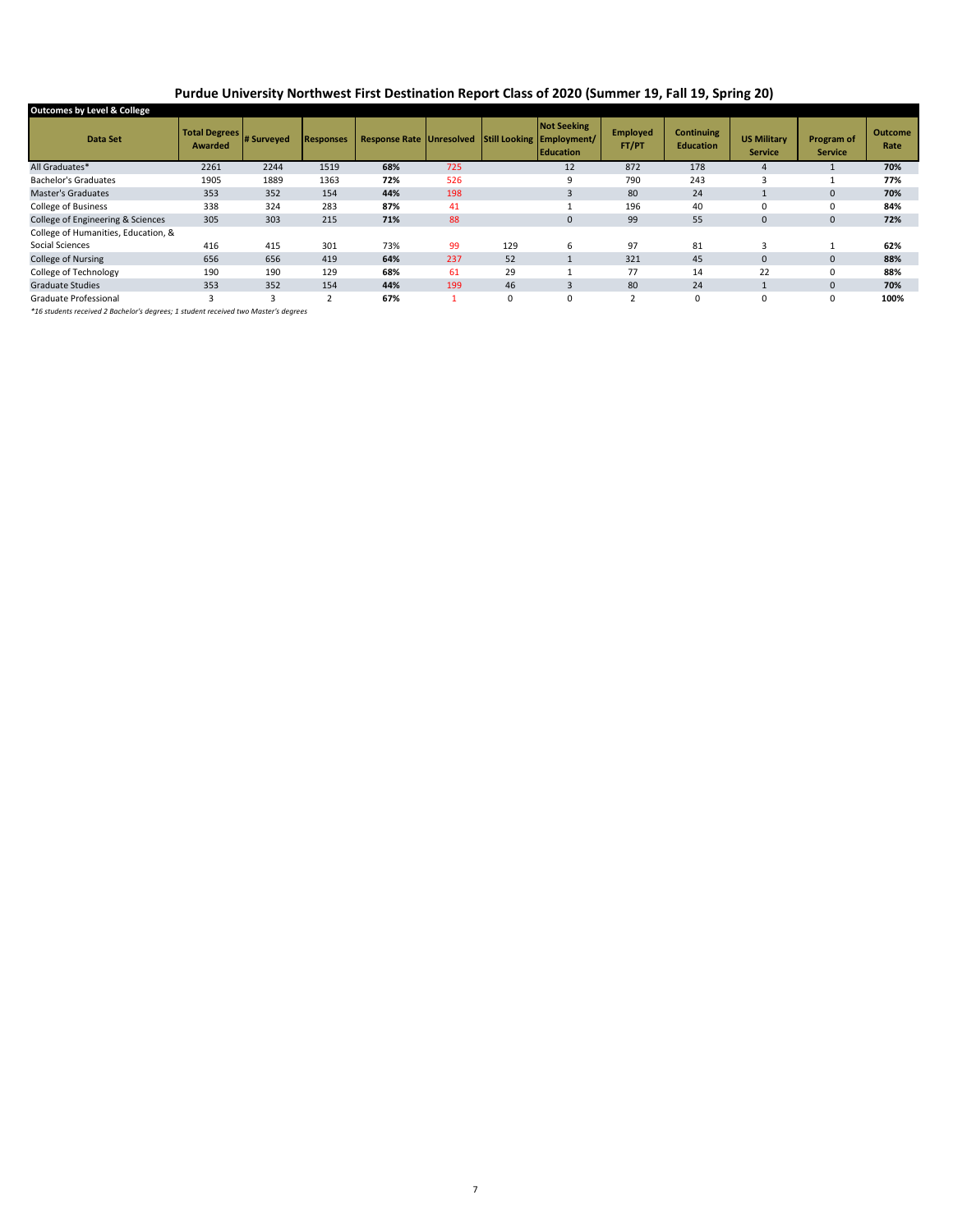# Purdue University Northwest First Destination Report Class of 2020 (Summer 19, Fall 19, Spring 20)

**Outcomes by Level & College**

| Data Set | Total Degrees Awarded | # Surveyed | Responses | Response Rate | Unresolved | Still Looking | Not Seeking Employment/ Education | Employed FT/PT | Continuing Education | US Military Service | Program of Service | Outcome Rate |
|---|---|---|---|---|---|---|---|---|---|---|---|---|
| All Graduates* | 2261 | 2244 | 1519 | **68%** | 725 | | 12 | 872 | 178 | 4 | 1 | **70%** |
| Bachelor's Graduates | 1905 | 1889 | 1363 | **72%** | 526 | | 9 | 790 | 243 | 3 | 1 | **77%** |
| Master's Graduates | 353 | 352 | 154 | **44%** | 198 | | 3 | 80 | 24 | 1 | 0 | **70%** |
| College of Business | 338 | 324 | 283 | **87%** | 41 | | 1 | 196 | 40 | 0 | 0 | **84%** |
| College of Engineering & Sciences | 305 | 303 | 215 | **71%** | 88 | | 0 | 99 | 55 | 0 | 0 | **72%** |
| College of Humanities, Education, & Social Sciences | 416 | 415 | 301 | 73% | 99 | 129 | 6 | 97 | 81 | 3 | 1 | **62%** |
| College of Nursing | 656 | 656 | 419 | **64%** | 237 | 52 | 1 | 321 | 45 | 0 | 0 | **88%** |
| College of Technology | 190 | 190 | 129 | **68%** | 61 | 29 | 1 | 77 | 14 | 22 | 0 | **88%** |
| Graduate Studies | 353 | 352 | 154 | **44%** | 199 | 46 | 3 | 80 | 24 | 1 | 0 | **70%** |
| Graduate Professional | 3 | 3 | 2 | **67%** | 1 | 0 | 0 | 2 | 0 | 0 | 0 | **100%** |

*\*16 students received 2 Bachelor's degrees; 1 student received two Master's degrees*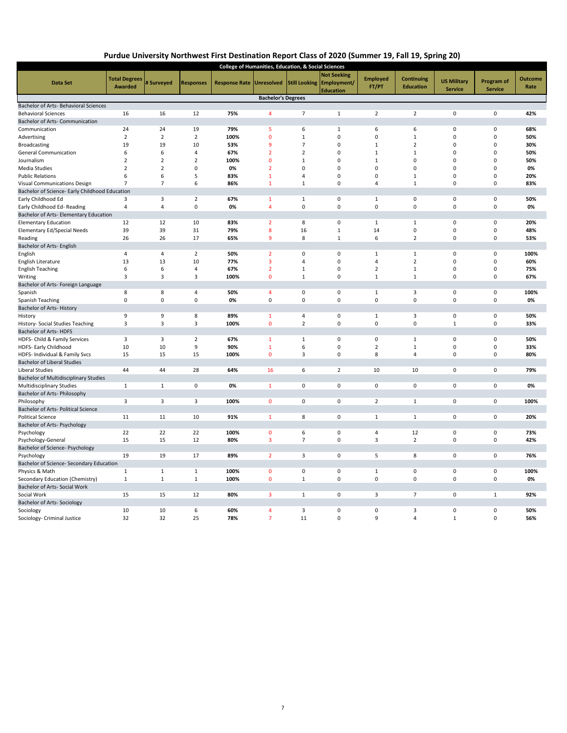# Purdue University Northwest First Destination Report Class of 2020 (Summer 19, Fall 19, Spring 20)

**College of Humanities, Education, & Social Sciences**

| Data Set | Total Degrees Awarded | # Surveyed | Responses | Response Rate | Unresolved | Still Looking | Not Seeking Employment/ Education | Employed FT/PT | Continuing Education | US Military Service | Program of Service | Outcome Rate |
|---|---|---|---|---|---|---|---|---|---|---|---|---|
| **Bachelor's Degrees** | | | | | | | | | | | | |
| Bachelor of Arts- Behavioral Sciences | | | | | | | | | | | | |
| Behavioral Sciences | 16 | 16 | 12 | **75%** | 4 | 7 | 1 | 2 | 2 | 0 | 0 | **42%** |
| Bachelor of Arts- Communication | | | | | | | | | | | | |
| Communication | 24 | 24 | 19 | **79%** | 5 | 6 | 1 | 6 | 6 | 0 | 0 | **68%** |
| Advertising | 2 | 2 | 2 | **100%** | 0 | 1 | 0 | 0 | 1 | 0 | 0 | **50%** |
| Broadcasting | 19 | 19 | 10 | **53%** | 9 | 7 | 0 | 1 | 2 | 0 | 0 | **30%** |
| General Communication | 6 | 6 | 4 | **67%** | 2 | 2 | 0 | 1 | 1 | 0 | 0 | **50%** |
| Journalism | 2 | 2 | 2 | **100%** | 0 | 1 | 0 | 1 | 0 | 0 | 0 | **50%** |
| Media Studies | 2 | 2 | 0 | **0%** | 2 | 0 | 0 | 0 | 0 | 0 | 0 | **0%** |
| Public Relations | 6 | 6 | 5 | **83%** | 1 | 4 | 0 | 0 | 1 | 0 | 0 | **20%** |
| Visual Communications Design | 7 | 7 | 6 | **86%** | 1 | 1 | 0 | 4 | 1 | 0 | 0 | **83%** |
| Bachelor of Science- Early Childhood Education | | | | | | | | | | | | |
| Early Childhood Ed | 3 | 3 | 2 | **67%** | 1 | 1 | 0 | 1 | 0 | 0 | 0 | **50%** |
| Early Childhood Ed- Reading | 4 | 4 | 0 | **0%** | 4 | 0 | 0 | 0 | 0 | 0 | 0 | **0%** |
| Bachelor of Arts- Elementary Education | | | | | | | | | | | | |
| Elementary Education | 12 | 12 | 10 | **83%** | 2 | 8 | 0 | 1 | 1 | 0 | 0 | **20%** |
| Elementary Ed/Special Needs | 39 | 39 | 31 | **79%** | 8 | 16 | 1 | 14 | 0 | 0 | 0 | **48%** |
| Reading | 26 | 26 | 17 | **65%** | 9 | 8 | 1 | 6 | 2 | 0 | 0 | **53%** |
| Bachelor of Arts- English | | | | | | | | | | | | |
| English | 4 | 4 | 2 | **50%** | 2 | 0 | 0 | 1 | 1 | 0 | 0 | **100%** |
| English Literature | 13 | 13 | 10 | **77%** | 3 | 4 | 0 | 4 | 2 | 0 | 0 | **60%** |
| English Teaching | 6 | 6 | 4 | **67%** | 2 | 1 | 0 | 2 | 1 | 0 | 0 | **75%** |
| Writing | 3 | 3 | 3 | **100%** | 0 | 1 | 0 | 1 | 1 | 0 | 0 | **67%** |
| Bachelor of Arts- Foreign Language | | | | | | | | | | | | |
| Spanish | 8 | 8 | 4 | **50%** | 4 | 0 | 0 | 1 | 3 | 0 | 0 | **100%** |
| Spanish Teaching | 0 | 0 | 0 | **0%** | 0 | 0 | 0 | 0 | 0 | 0 | 0 | **0%** |
| Bachelor of Arts- History | | | | | | | | | | | | |
| History | 9 | 9 | 8 | **89%** | 1 | 4 | 0 | 1 | 3 | 0 | 0 | **50%** |
| History- Social Studies Teaching | 3 | 3 | 3 | **100%** | 0 | 2 | 0 | 0 | 0 | 1 | 0 | **33%** |
| Bachelor of Arts- HDFS | | | | | | | | | | | | |
| HDFS- Child & Family Services | 3 | 3 | 2 | **67%** | 1 | 1 | 0 | 0 | 1 | 0 | 0 | **50%** |
| HDFS- Early Childhood | 10 | 10 | 9 | **90%** | 1 | 6 | 0 | 2 | 1 | 0 | 0 | **33%** |
| HDFS- Individual & Family Svcs | 15 | 15 | 15 | **100%** | 0 | 3 | 0 | 8 | 4 | 0 | 0 | **80%** |
| Bachelor of Liberal Studies | | | | | | | | | | | | |
| Liberal Studies | 44 | 44 | 28 | **64%** | 16 | 6 | 2 | 10 | 10 | 0 | 0 | **79%** |
| Bachelor of Multidisciplinary Studies | | | | | | | | | | | | |
| Multidisciplinary Studies | 1 | 1 | 0 | **0%** | 1 | 0 | 0 | 0 | 0 | 0 | 0 | **0%** |
| Bachelor of Arts- Philosophy | | | | | | | | | | | | |
| Philosophy | 3 | 3 | 3 | **100%** | 0 | 0 | 0 | 2 | 1 | 0 | 0 | **100%** |
| Bachelor of Arts- Political Science | | | | | | | | | | | | |
| Political Science | 11 | 11 | 10 | **91%** | 1 | 8 | 0 | 1 | 1 | 0 | 0 | **20%** |
| Bachelor of Arts- Psychology | | | | | | | | | | | | |
| Psychology | 22 | 22 | 22 | **100%** | 0 | 6 | 0 | 4 | 12 | 0 | 0 | **73%** |
| Psychology-General | 15 | 15 | 12 | **80%** | 3 | 7 | 0 | 3 | 2 | 0 | 0 | **42%** |
| Bachelor of Science- Psychology | | | | | | | | | | | | |
| Psychology | 19 | 19 | 17 | **89%** | 2 | 3 | 0 | 5 | 8 | 0 | 0 | **76%** |
| Bachelor of Science- Secondary Education | | | | | | | | | | | | |
| Physics & Math | 1 | 1 | 1 | **100%** | 0 | 0 | 0 | 1 | 0 | 0 | 0 | **100%** |
| Secondary Education (Chemistry) | 1 | 1 | 1 | **100%** | 0 | 1 | 0 | 0 | 0 | 0 | 0 | **0%** |
| Bachelor of Arts- Social Work | | | | | | | | | | | | |
| Social Work | 15 | 15 | 12 | **80%** | 3 | 1 | 0 | 3 | 7 | 0 | 1 | **92%** |
| Bachelor of Arts- Sociology | | | | | | | | | | | | |
| Sociology | 10 | 10 | 6 | **60%** | 4 | 3 | 0 | 0 | 3 | 0 | 0 | **50%** |
| Sociology- Criminal Justice | 32 | 32 | 25 | **78%** | 7 | 11 | 0 | 9 | 4 | 1 | 0 | **56%** |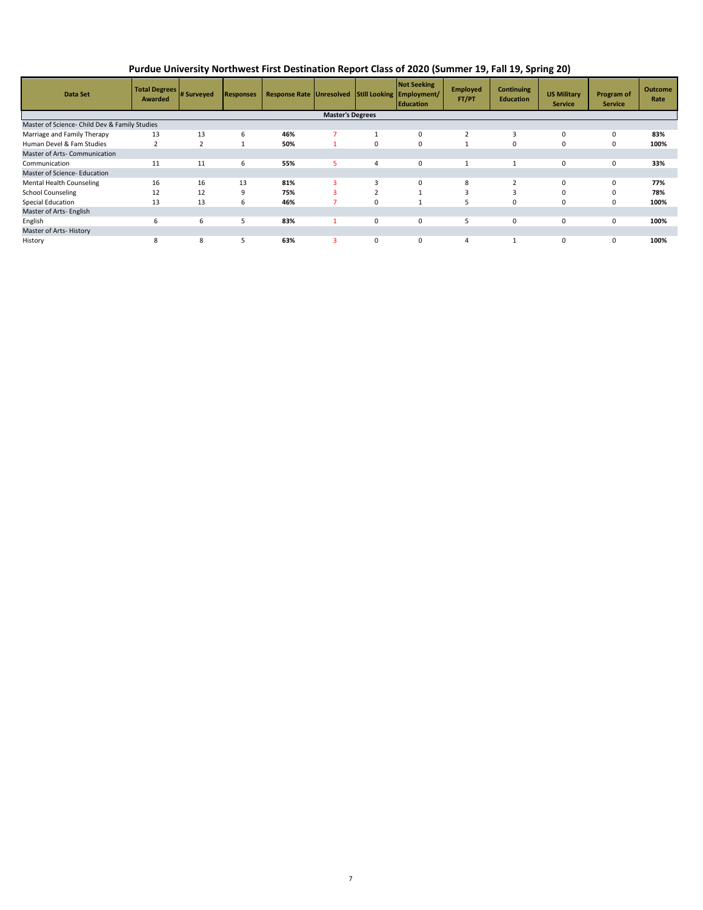# Purdue University Northwest First Destination Report Class of 2020 (Summer 19, Fall 19, Spring 20)

| Data Set | Total Degrees Awarded | # Surveyed | Responses | Response Rate | Unresolved | Still Looking | Not Seeking Employment/ Education | Employed FT/PT | Continuing Education | US Military Service | Program of Service | Outcome Rate |
|---|---|---|---|---|---|---|---|---|---|---|---|---|
| **Master's Degrees** | | | | | | | | | | | | |
| Master of Science- Child Dev & Family Studies | | | | | | | | | | | | |
| Marriage and Family Therapy | 13 | 13 | 6 | **46%** | 7 | 1 | 0 | 2 | 3 | 0 | 0 | **83%** |
| Human Devel & Fam Studies | 2 | 2 | 1 | **50%** | 1 | 0 | 0 | 1 | 0 | 0 | 0 | **100%** |
| Master of Arts- Communication | | | | | | | | | | | | |
| Communication | 11 | 11 | 6 | **55%** | 5 | 4 | 0 | 1 | 1 | 0 | 0 | **33%** |
| Master of Science- Education | | | | | | | | | | | | |
| Mental Health Counseling | 16 | 16 | 13 | **81%** | 3 | 3 | 0 | 8 | 2 | 0 | 0 | **77%** |
| School Counseling | 12 | 12 | 9 | **75%** | 3 | 2 | 1 | 3 | 3 | 0 | 0 | **78%** |
| Special Education | 13 | 13 | 6 | **46%** | 7 | 0 | 1 | 5 | 0 | 0 | 0 | **100%** |
| Master of Arts- English | | | | | | | | | | | | |
| English | 6 | 6 | 5 | **83%** | 1 | 0 | 0 | 5 | 0 | 0 | 0 | **100%** |
| Master of Arts- History | | | | | | | | | | | | |
| History | 8 | 8 | 5 | **63%** | 3 | 0 | 0 | 4 | 1 | 0 | 0 | **100%** |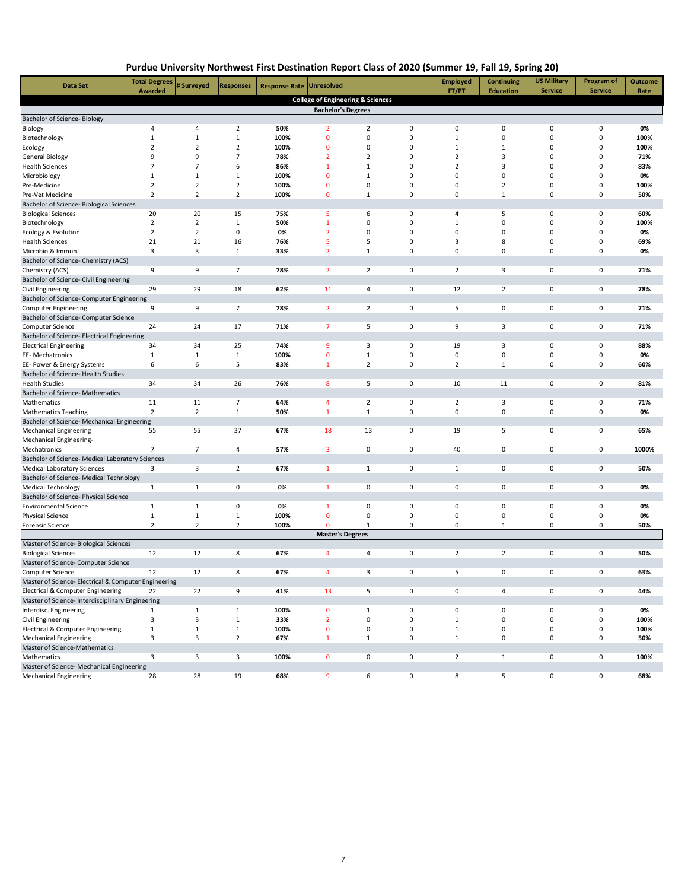# Purdue University Northwest First Destination Report Class of 2020 (Summer 19, Fall 19, Spring 20)

| Data Set | Total Degrees Awarded | # Surveyed | Responses | Response Rate | Unresolved | | | Employed FT/PT | Continuing Education | US Military Service | Program of Service | Outcome Rate |
|---|---|---|---|---|---|---|---|---|---|---|---|---|
| **College of Engineering & Sciences** | | | | | | | | | | | | |
| **Bachelor's Degrees** | | | | | | | | | | | | |
| Bachelor of Science- Biology | | | | | | | | | | | | |
| Biology | 4 | 4 | 2 | **50%** | 2 | 2 | 0 | 0 | 0 | 0 | 0 | **0%** |
| Biotechnology | 1 | 1 | 1 | **100%** | 0 | 0 | 0 | 1 | 0 | 0 | 0 | **100%** |
| Ecology | 2 | 2 | 2 | **100%** | 0 | 0 | 0 | 1 | 1 | 0 | 0 | **100%** |
| General Biology | 9 | 9 | 7 | **78%** | 2 | 2 | 0 | 2 | 3 | 0 | 0 | **71%** |
| Health Sciences | 7 | 7 | 6 | **86%** | 1 | 1 | 0 | 2 | 3 | 0 | 0 | **83%** |
| Microbiology | 1 | 1 | 1 | **100%** | 0 | 1 | 0 | 0 | 0 | 0 | 0 | **0%** |
| Pre-Medicine | 2 | 2 | 2 | **100%** | 0 | 0 | 0 | 0 | 2 | 0 | 0 | **100%** |
| Pre-Vet Medicine | 2 | 2 | 2 | **100%** | 0 | 1 | 0 | 0 | 1 | 0 | 0 | **50%** |
| Bachelor of Science- Biological Sciences | | | | | | | | | | | | |
| Biological Sciences | 20 | 20 | 15 | **75%** | 5 | 6 | 0 | 4 | 5 | 0 | 0 | **60%** |
| Biotechnology | 2 | 2 | 1 | **50%** | 1 | 0 | 0 | 1 | 0 | 0 | 0 | **100%** |
| Ecology & Evolution | 2 | 2 | 0 | **0%** | 2 | 0 | 0 | 0 | 0 | 0 | 0 | **0%** |
| Health Sciences | 21 | 21 | 16 | **76%** | 5 | 5 | 0 | 3 | 8 | 0 | 0 | **69%** |
| Microbio & Immun. | 3 | 3 | 1 | **33%** | 2 | 1 | 0 | 0 | 0 | 0 | 0 | **0%** |
| Bachelor of Science- Chemistry (ACS) | | | | | | | | | | | | |
| Chemistry (ACS) | 9 | 9 | 7 | **78%** | 2 | 2 | 0 | 2 | 3 | 0 | 0 | **71%** |
| Bachelor of Science- Civil Engineering | | | | | | | | | | | | |
| Civil Engineering | 29 | 29 | 18 | **62%** | 11 | 4 | 0 | 12 | 2 | 0 | 0 | **78%** |
| Bachelor of Science- Computer Engineering | | | | | | | | | | | | |
| Computer Engineering | 9 | 9 | 7 | **78%** | 2 | 2 | 0 | 5 | 0 | 0 | 0 | **71%** |
| Bachelor of Science- Computer Science | | | | | | | | | | | | |
| Computer Science | 24 | 24 | 17 | **71%** | 7 | 5 | 0 | 9 | 3 | 0 | 0 | **71%** |
| Bachelor of Science- Electrical Engineering | | | | | | | | | | | | |
| Electrical Engineering | 34 | 34 | 25 | **74%** | 9 | 3 | 0 | 19 | 3 | 0 | 0 | **88%** |
| EE- Mechatronics | 1 | 1 | 1 | **100%** | 0 | 1 | 0 | 0 | 0 | 0 | 0 | **0%** |
| EE- Power & Energy Systems | 6 | 6 | 5 | **83%** | 1 | 2 | 0 | 2 | 1 | 0 | 0 | **60%** |
| Bachelor of Science- Health Studies | | | | | | | | | | | | |
| Health Studies | 34 | 34 | 26 | **76%** | 8 | 5 | 0 | 10 | 11 | 0 | 0 | **81%** |
| Bachelor of Science- Mathematics | | | | | | | | | | | | |
| Mathematics | 11 | 11 | 7 | **64%** | 4 | 2 | 0 | 2 | 3 | 0 | 0 | **71%** |
| Mathematics Teaching | 2 | 2 | 1 | **50%** | 1 | 1 | 0 | 0 | 0 | 0 | 0 | **0%** |
| Bachelor of Science- Mechanical Engineering | | | | | | | | | | | | |
| Mechanical Engineering | 55 | 55 | 37 | **67%** | 18 | 13 | 0 | 19 | 5 | 0 | 0 | **65%** |
| Mechanical Engineering- Mechatronics | 7 | 7 | 4 | **57%** | 3 | 0 | 0 | 40 | 0 | 0 | 0 | **1000%** |
| Bachelor of Science- Medical Laboratory Sciences | | | | | | | | | | | | |
| Medical Laboratory Sciences | 3 | 3 | 2 | **67%** | 1 | 1 | 0 | 1 | 0 | 0 | 0 | **50%** |
| Bachelor of Science- Medical Technology | | | | | | | | | | | | |
| Medical Technology | 1 | 1 | 0 | **0%** | 1 | 0 | 0 | 0 | 0 | 0 | 0 | **0%** |
| Bachelor of Science- Physical Science | | | | | | | | | | | | |
| Environmental Science | 1 | 1 | 0 | **0%** | 1 | 0 | 0 | 0 | 0 | 0 | 0 | **0%** |
| Physical Science | 1 | 1 | 1 | **100%** | 0 | 0 | 0 | 0 | 0 | 0 | 0 | **0%** |
| Forensic Science | 2 | 2 | 2 | **100%** | 0 | 1 | 0 | 0 | 1 | 0 | 0 | **50%** |
| **Master's Degrees** | | | | | | | | | | | | |
| Master of Science- Biological Sciences | | | | | | | | | | | | |
| Biological Sciences | 12 | 12 | 8 | **67%** | 4 | 4 | 0 | 2 | 2 | 0 | 0 | **50%** |
| Master of Science- Computer Science | | | | | | | | | | | | |
| Computer Science | 12 | 12 | 8 | **67%** | 4 | 3 | 0 | 5 | 0 | 0 | 0 | **63%** |
| Master of Science- Electrical & Computer Engineering | | | | | | | | | | | | |
| Electrical & Computer Engineering | 22 | 22 | 9 | **41%** | 13 | 5 | 0 | 0 | 4 | 0 | 0 | **44%** |
| Master of Science- Interdisciplinary Engineering | | | | | | | | | | | | |
| Interdisc. Engineering | 1 | 1 | 1 | **100%** | 0 | 1 | 0 | 0 | 0 | 0 | 0 | **0%** |
| Civil Engineering | 3 | 3 | 1 | **33%** | 2 | 0 | 0 | 1 | 0 | 0 | 0 | **100%** |
| Electrical & Computer Engineering | 1 | 1 | 1 | **100%** | 0 | 0 | 0 | 1 | 0 | 0 | 0 | **100%** |
| Mechanical Engineering | 3 | 3 | 2 | **67%** | 1 | 1 | 0 | 1 | 0 | 0 | 0 | **50%** |
| Master of Science-Mathematics | | | | | | | | | | | | |
| Mathematics | 3 | 3 | 3 | **100%** | 0 | 0 | 0 | 2 | 1 | 0 | 0 | **100%** |
| Master of Science- Mechanical Engineering | | | | | | | | | | | | |
| Mechanical Engineering | 28 | 28 | 19 | **68%** | 9 | 6 | 0 | 8 | 5 | 0 | 0 | **68%** |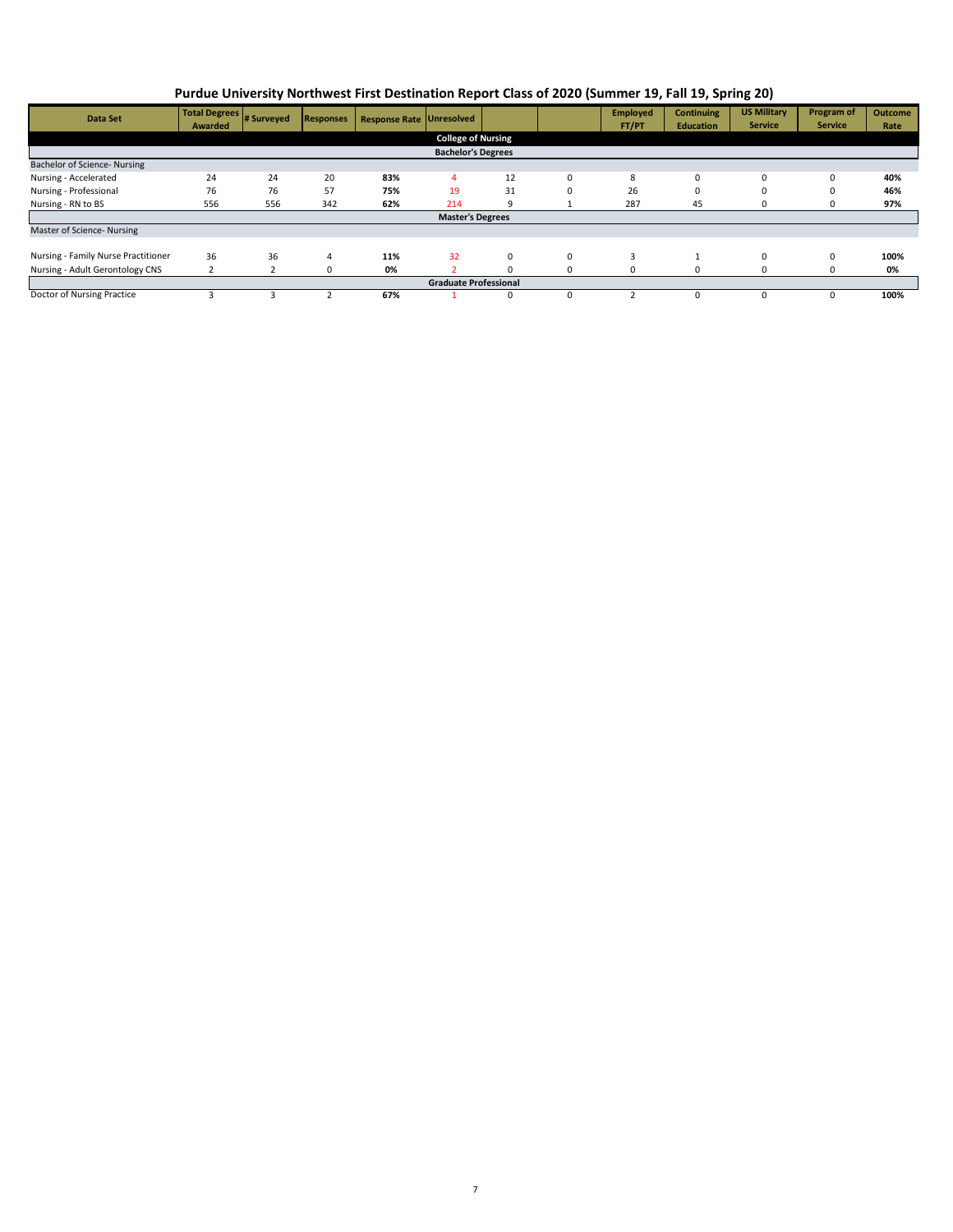# Purdue University Northwest First Destination Report Class of 2020 (Summer 19, Fall 19, Spring 20)

| Data Set | Total Degrees Awarded | # Surveyed | Responses | Response Rate | Unresolved | | | Employed FT/PT | Continuing Education | US Military Service | Program of Service | Outcome Rate |
|---|---|---|---|---|---|---|---|---|---|---|---|---|
| **College of Nursing** | | | | | | | | | | | | |
| **Bachelor's Degrees** | | | | | | | | | | | | |
| Bachelor of Science- Nursing | | | | | | | | | | | | |
| Nursing - Accelerated | 24 | 24 | 20 | **83%** | 4 | 12 | 0 | 8 | 0 | 0 | 0 | **40%** |
| Nursing - Professional | 76 | 76 | 57 | **75%** | 19 | 31 | 0 | 26 | 0 | 0 | 0 | **46%** |
| Nursing - RN to BS | 556 | 556 | 342 | **62%** | 214 | 9 | 1 | 287 | 45 | 0 | 0 | **97%** |
| **Master's Degrees** | | | | | | | | | | | | |
| Master of Science- Nursing | | | | | | | | | | | | |
| Nursing - Family Nurse Practitioner | 36 | 36 | 4 | **11%** | 32 | 0 | 0 | 3 | 1 | 0 | 0 | **100%** |
| Nursing - Adult Gerontology CNS | 2 | 2 | 0 | **0%** | 2 | 0 | 0 | 0 | 0 | 0 | 0 | **0%** |
| **Graduate Professional** | | | | | | | | | | | | |
| Doctor of Nursing Practice | 3 | 3 | 2 | **67%** | 1 | 0 | 0 | 2 | 0 | 0 | 0 | **100%** |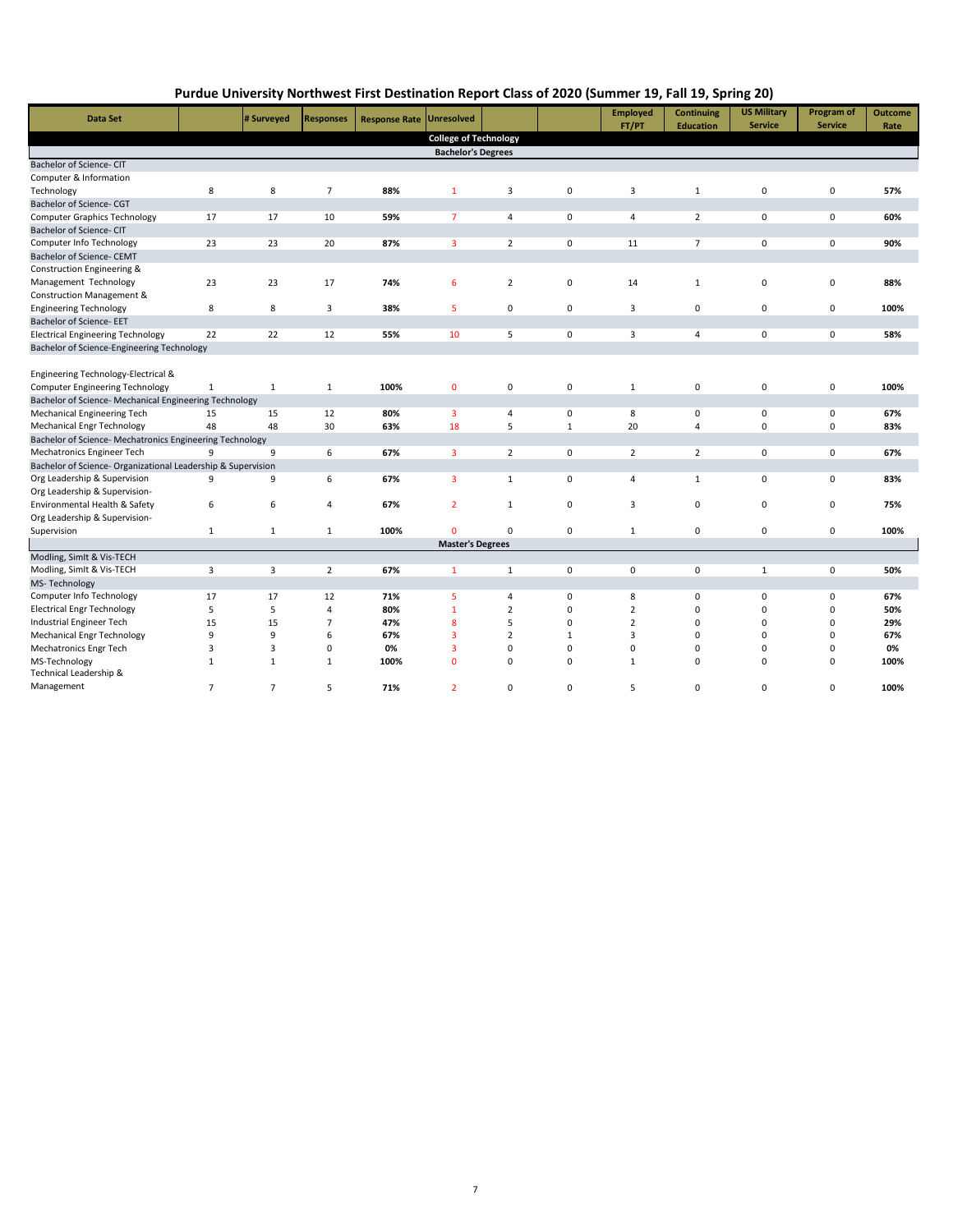# Purdue University Northwest First Destination Report Class of 2020 (Summer 19, Fall 19, Spring 20)

| Data Set | | # Surveyed | Responses | Response Rate | Unresolved | | | Employed FT/PT | Continuing Education | US Military Service | Program of Service | Outcome Rate |
|---|---|---|---|---|---|---|---|---|---|---|---|---|
| **College of Technology** | | | | | | | | | | | | |
| **Bachelor's Degrees** | | | | | | | | | | | | |
| Bachelor of Science- CIT | | | | | | | | | | | | |
| Computer & Information Technology | 8 | 8 | 7 | **88%** | 1 | 3 | 0 | 3 | 1 | 0 | 0 | **57%** |
| Bachelor of Science- CGT | | | | | | | | | | | | |
| Computer Graphics Technology | 17 | 17 | 10 | **59%** | 7 | 4 | 0 | 4 | 2 | 0 | 0 | **60%** |
| Bachelor of Science- CIT | | | | | | | | | | | | |
| Computer Info Technology | 23 | 23 | 20 | **87%** | 3 | 2 | 0 | 11 | 7 | 0 | 0 | **90%** |
| Bachelor of Science- CEMT | | | | | | | | | | | | |
| Construction Engineering & Management Technology | 23 | 23 | 17 | **74%** | 6 | 2 | 0 | 14 | 1 | 0 | 0 | **88%** |
| Construction Management & Engineering Technology | 8 | 8 | 3 | **38%** | 5 | 0 | 0 | 3 | 0 | 0 | 0 | **100%** |
| Bachelor of Science- EET | | | | | | | | | | | | |
| Electrical Engineering Technology | 22 | 22 | 12 | **55%** | 10 | 5 | 0 | 3 | 4 | 0 | 0 | **58%** |
| Bachelor of Science-Engineering Technology | | | | | | | | | | | | |
| Engineering Technology-Electrical & Computer Engineering Technology | 1 | 1 | 1 | **100%** | 0 | 0 | 0 | 1 | 0 | 0 | 0 | **100%** |
| Bachelor of Science- Mechanical Engineering Technology | | | | | | | | | | | | |
| Mechanical Engineering Tech | 15 | 15 | 12 | **80%** | 3 | 4 | 0 | 8 | 0 | 0 | 0 | **67%** |
| Mechanical Engr Technology | 48 | 48 | 30 | **63%** | 18 | 5 | 1 | 20 | 4 | 0 | 0 | **83%** |
| Bachelor of Science- Mechatronics Engineering Technology | | | | | | | | | | | | |
| Mechatronics Engineer Tech | 9 | 9 | 6 | **67%** | 3 | 2 | 0 | 2 | 2 | 0 | 0 | **67%** |
| Bachelor of Science- Organizational Leadership & Supervision | | | | | | | | | | | | |
| Org Leadership & Supervision | 9 | 9 | 6 | **67%** | 3 | 1 | 0 | 4 | 1 | 0 | 0 | **83%** |
| Org Leadership & Supervision-Environmental Health & Safety | 6 | 6 | 4 | **67%** | 2 | 1 | 0 | 3 | 0 | 0 | 0 | **75%** |
| Org Leadership & Supervision-Supervision | 1 | 1 | 1 | **100%** | 0 | 0 | 0 | 1 | 0 | 0 | 0 | **100%** |
| **Master's Degrees** | | | | | | | | | | | | |
| Modling, Simlt & Vis-TECH | | | | | | | | | | | | |
| Modling, Simlt & Vis-TECH | 3 | 3 | 2 | **67%** | 1 | 1 | 0 | 0 | 0 | 1 | 0 | **50%** |
| MS- Technology | | | | | | | | | | | | |
| Computer Info Technology | 17 | 17 | 12 | **71%** | 5 | 4 | 0 | 8 | 0 | 0 | 0 | **67%** |
| Electrical Engr Technology | 5 | 5 | 4 | **80%** | 1 | 2 | 0 | 2 | 0 | 0 | 0 | **50%** |
| Industrial Engineer Tech | 15 | 15 | 7 | **47%** | 8 | 5 | 0 | 2 | 0 | 0 | 0 | **29%** |
| Mechanical Engr Technology | 9 | 9 | 6 | **67%** | 3 | 2 | 1 | 3 | 0 | 0 | 0 | **67%** |
| Mechatronics Engr Tech | 3 | 3 | 0 | **0%** | 3 | 0 | 0 | 0 | 0 | 0 | 0 | **0%** |
| MS-Technology | 1 | 1 | 1 | **100%** | 0 | 0 | 0 | 1 | 0 | 0 | 0 | **100%** |
| Technical Leadership & Management | 7 | 7 | 5 | **71%** | 2 | 0 | 0 | 5 | 0 | 0 | 0 | **100%** |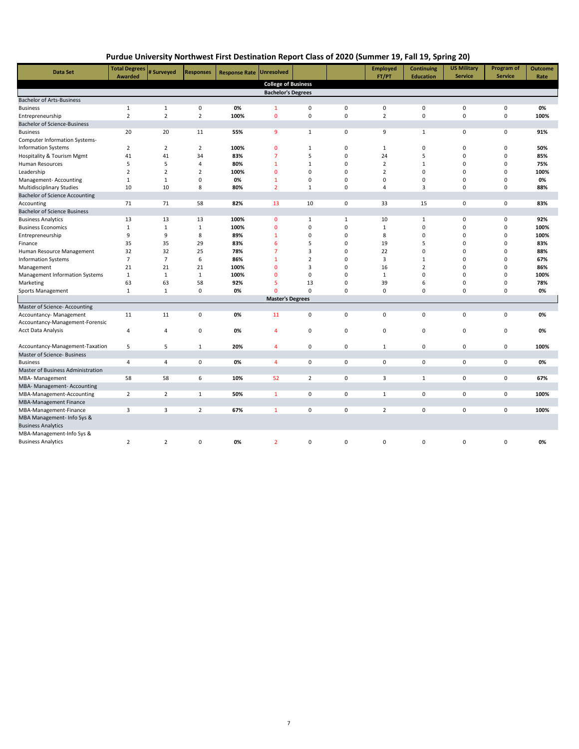# Purdue University Northwest First Destination Report Class of 2020 (Summer 19, Fall 19, Spring 20)

| Data Set | Total Degrees Awarded | # Surveyed | Responses | Response Rate | Unresolved | | | Employed FT/PT | Continuing Education | US Military Service | Program of Service | Outcome Rate |
|---|---|---|---|---|---|---|---|---|---|---|---|---|
| **College of Business** | | | | | | | | | | | | |
| **Bachelor's Degrees** | | | | | | | | | | | | |
| Bachelor of Arts-Business | | | | | | | | | | | | |
| Business | 1 | 1 | 0 | **0%** | 1 | 0 | 0 | 0 | 0 | 0 | 0 | **0%** |
| Entrepreneurship | 2 | 2 | 2 | **100%** | 0 | 0 | 0 | 2 | 0 | 0 | 0 | **100%** |
| Bachelor of Science-Business | | | | | | | | | | | | |
| Business | 20 | 20 | 11 | **55%** | 9 | 1 | 0 | 9 | 1 | 0 | 0 | **91%** |
| Computer Information Systems-Information Systems | 2 | 2 | 2 | **100%** | 0 | 1 | 0 | 1 | 0 | 0 | 0 | **50%** |
| Hospitality & Tourism Mgmt | 41 | 41 | 34 | **83%** | 7 | 5 | 0 | 24 | 5 | 0 | 0 | **85%** |
| Human Resources | 5 | 5 | 4 | **80%** | 1 | 1 | 0 | 2 | 1 | 0 | 0 | **75%** |
| Leadership | 2 | 2 | 2 | **100%** | 0 | 0 | 0 | 2 | 0 | 0 | 0 | **100%** |
| Management- Accounting | 1 | 1 | 0 | **0%** | 1 | 0 | 0 | 0 | 0 | 0 | 0 | **0%** |
| Multidisciplinary Studies | 10 | 10 | 8 | **80%** | 2 | 1 | 0 | 4 | 3 | 0 | 0 | **88%** |
| Bachelor of Science Accounting | | | | | | | | | | | | |
| Accounting | 71 | 71 | 58 | **82%** | 13 | 10 | 0 | 33 | 15 | 0 | 0 | **83%** |
| Bachelor of Science Business | | | | | | | | | | | | |
| Business Analytics | 13 | 13 | 13 | **100%** | 0 | 1 | 1 | 10 | 1 | 0 | 0 | **92%** |
| Business Economics | 1 | 1 | 1 | **100%** | 0 | 0 | 0 | 1 | 0 | 0 | 0 | **100%** |
| Entrepreneurship | 9 | 9 | 8 | **89%** | 1 | 0 | 0 | 8 | 0 | 0 | 0 | **100%** |
| Finance | 35 | 35 | 29 | **83%** | 6 | 5 | 0 | 19 | 5 | 0 | 0 | **83%** |
| Human Resource Management | 32 | 32 | 25 | **78%** | 7 | 3 | 0 | 22 | 0 | 0 | 0 | **88%** |
| Information Systems | 7 | 7 | 6 | **86%** | 1 | 2 | 0 | 3 | 1 | 0 | 0 | **67%** |
| Management | 21 | 21 | 21 | **100%** | 0 | 3 | 0 | 16 | 2 | 0 | 0 | **86%** |
| Management Information Systems | 1 | 1 | 1 | **100%** | 0 | 0 | 0 | 1 | 0 | 0 | 0 | **100%** |
| Marketing | 63 | 63 | 58 | **92%** | 5 | 13 | 0 | 39 | 6 | 0 | 0 | **78%** |
| Sports Management | 1 | 1 | 0 | **0%** | 0 | 0 | 0 | 0 | 0 | 0 | 0 | **0%** |
| **Master's Degrees** | | | | | | | | | | | | |
| Master of Science- Accounting | | | | | | | | | | | | |
| Accountancy- Management | 11 | 11 | 0 | **0%** | 11 | 0 | 0 | 0 | 0 | 0 | 0 | **0%** |
| Accountancy-Management-Forensic Acct Data Analysis | 4 | 4 | 0 | **0%** | 4 | 0 | 0 | 0 | 0 | 0 | 0 | **0%** |
| Accountancy-Management-Taxation | 5 | 5 | 1 | **20%** | 4 | 0 | 0 | 1 | 0 | 0 | 0 | **100%** |
| Master of Science- Business | | | | | | | | | | | | |
| Business | 4 | 4 | 0 | **0%** | 4 | 0 | 0 | 0 | 0 | 0 | 0 | **0%** |
| Master of Business Administration | | | | | | | | | | | | |
| MBA- Management | 58 | 58 | 6 | **10%** | 52 | 2 | 0 | 3 | 1 | 0 | 0 | **67%** |
| MBA- Management- Accounting | | | | | | | | | | | | |
| MBA-Management-Accounting | 2 | 2 | 1 | **50%** | 1 | 0 | 0 | 1 | 0 | 0 | 0 | **100%** |
| MBA-Management Finance | | | | | | | | | | | | |
| MBA-Management-Finance | 3 | 3 | 2 | **67%** | 1 | 0 | 0 | 2 | 0 | 0 | 0 | **100%** |
| MBA Management- Info Sys & Business Analytics | | | | | | | | | | | | |
| MBA-Management-Info Sys & Business Analytics | 2 | 2 | 0 | **0%** | 2 | 0 | 0 | 0 | 0 | 0 | 0 | **0%** |